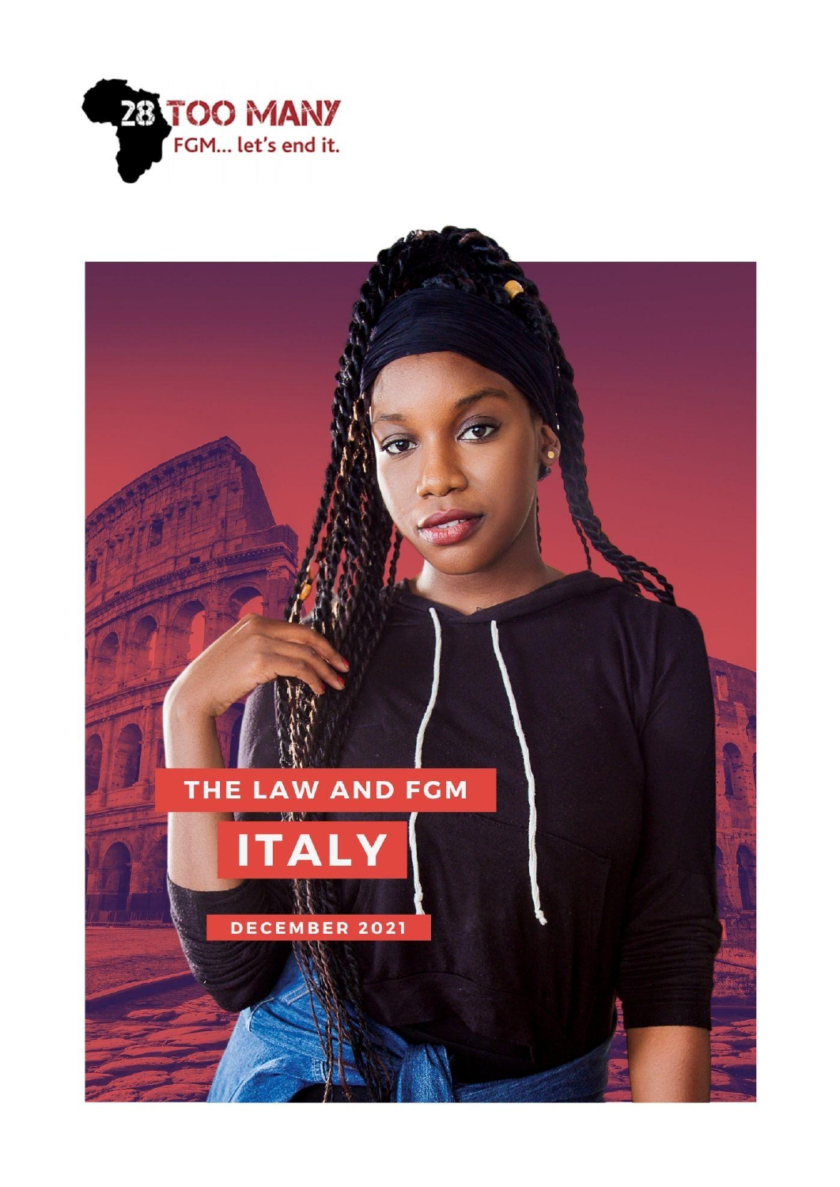28 TOO MANY

FGM... let's end it.

# THE LAW AND FGM

# ITALY

DECEMBER 2021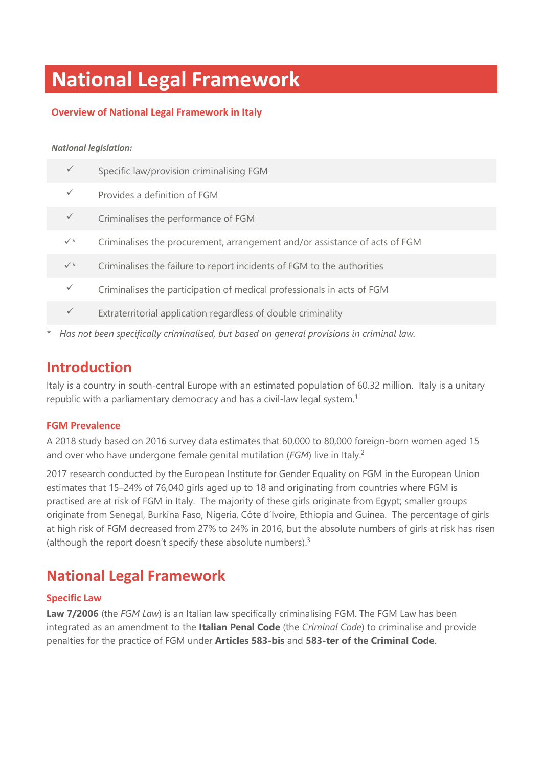# National Legal Framework

## Overview of National Legal Framework in Italy

***National legislation:***

| | |
|---|---|
| ✓ | Specific law/provision criminalising FGM |
| ✓ | Provides a definition of FGM |
| ✓ | Criminalises the performance of FGM |
| ✓* | Criminalises the procurement, arrangement and/or assistance of acts of FGM |
| ✓* | Criminalises the failure to report incidents of FGM to the authorities |
| ✓ | Criminalises the participation of medical professionals in acts of FGM |
| ✓ | Extraterritorial application regardless of double criminality |

\* *Has not been specifically criminalised, but based on general provisions in criminal law.*

## Introduction

Italy is a country in south-central Europe with an estimated population of 60.32 million. Italy is a unitary republic with a parliamentary democracy and has a civil-law legal system.[1]

### FGM Prevalence

A 2018 study based on 2016 survey data estimates that 60,000 to 80,000 foreign-born women aged 15 and over who have undergone female genital mutilation (*FGM*) live in Italy.[2]

2017 research conducted by the European Institute for Gender Equality on FGM in the European Union estimates that 15–24% of 76,040 girls aged up to 18 and originating from countries where FGM is practised are at risk of FGM in Italy. The majority of these girls originate from Egypt; smaller groups originate from Senegal, Burkina Faso, Nigeria, Côte d'Ivoire, Ethiopia and Guinea. The percentage of girls at high risk of FGM decreased from 27% to 24% in 2016, but the absolute numbers of girls at risk has risen (although the report doesn't specify these absolute numbers).[3]

## National Legal Framework

### Specific Law

**Law 7/2006** (the *FGM Law*) is an Italian law specifically criminalising FGM. The FGM Law has been integrated as an amendment to the **Italian Penal Code** (the *Criminal Code*) to criminalise and provide penalties for the practice of FGM under **Articles 583-bis** and **583-ter of the Criminal Code**.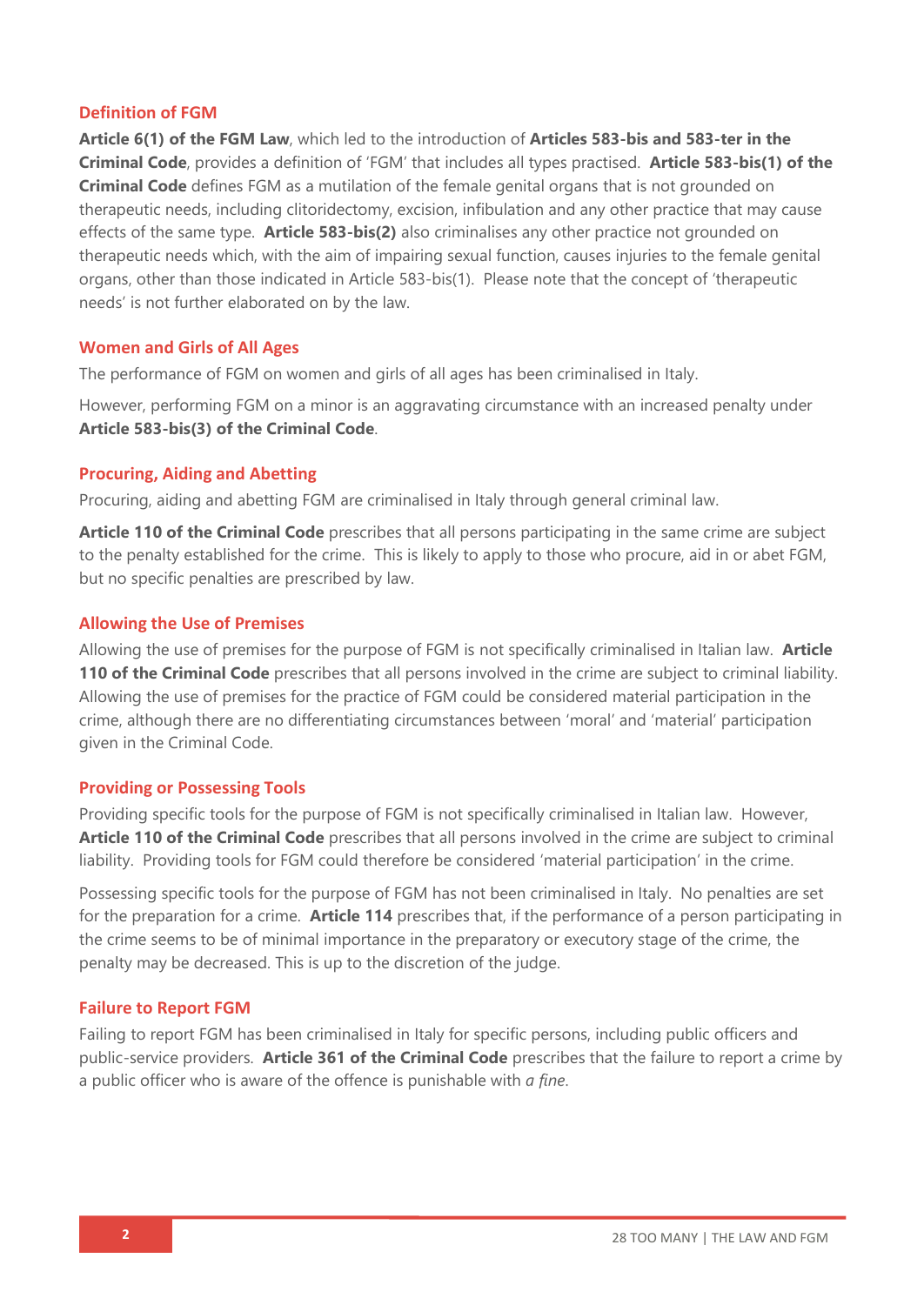### Definition of FGM

**Article 6(1) of the FGM Law**, which led to the introduction of **Articles 583-bis and 583-ter in the Criminal Code**, provides a definition of 'FGM' that includes all types practised. **Article 583-bis(1) of the Criminal Code** defines FGM as a mutilation of the female genital organs that is not grounded on therapeutic needs, including clitoridectomy, excision, infibulation and any other practice that may cause effects of the same type. **Article 583-bis(2)** also criminalises any other practice not grounded on therapeutic needs which, with the aim of impairing sexual function, causes injuries to the female genital organs, other than those indicated in Article 583-bis(1). Please note that the concept of 'therapeutic needs' is not further elaborated on by the law.

### Women and Girls of All Ages

The performance of FGM on women and girls of all ages has been criminalised in Italy.

However, performing FGM on a minor is an aggravating circumstance with an increased penalty under **Article 583-bis(3) of the Criminal Code**.

### Procuring, Aiding and Abetting

Procuring, aiding and abetting FGM are criminalised in Italy through general criminal law.

**Article 110 of the Criminal Code** prescribes that all persons participating in the same crime are subject to the penalty established for the crime. This is likely to apply to those who procure, aid in or abet FGM, but no specific penalties are prescribed by law.

### Allowing the Use of Premises

Allowing the use of premises for the purpose of FGM is not specifically criminalised in Italian law. **Article 110 of the Criminal Code** prescribes that all persons involved in the crime are subject to criminal liability. Allowing the use of premises for the practice of FGM could be considered material participation in the crime, although there are no differentiating circumstances between 'moral' and 'material' participation given in the Criminal Code.

### Providing or Possessing Tools

Providing specific tools for the purpose of FGM is not specifically criminalised in Italian law. However, **Article 110 of the Criminal Code** prescribes that all persons involved in the crime are subject to criminal liability. Providing tools for FGM could therefore be considered 'material participation' in the crime.

Possessing specific tools for the purpose of FGM has not been criminalised in Italy. No penalties are set for the preparation for a crime. **Article 114** prescribes that, if the performance of a person participating in the crime seems to be of minimal importance in the preparatory or executory stage of the crime, the penalty may be decreased. This is up to the discretion of the judge.

### Failure to Report FGM

Failing to report FGM has been criminalised in Italy for specific persons, including public officers and public-service providers. **Article 361 of the Criminal Code** prescribes that the failure to report a crime by a public officer who is aware of the offence is punishable with *a fine*.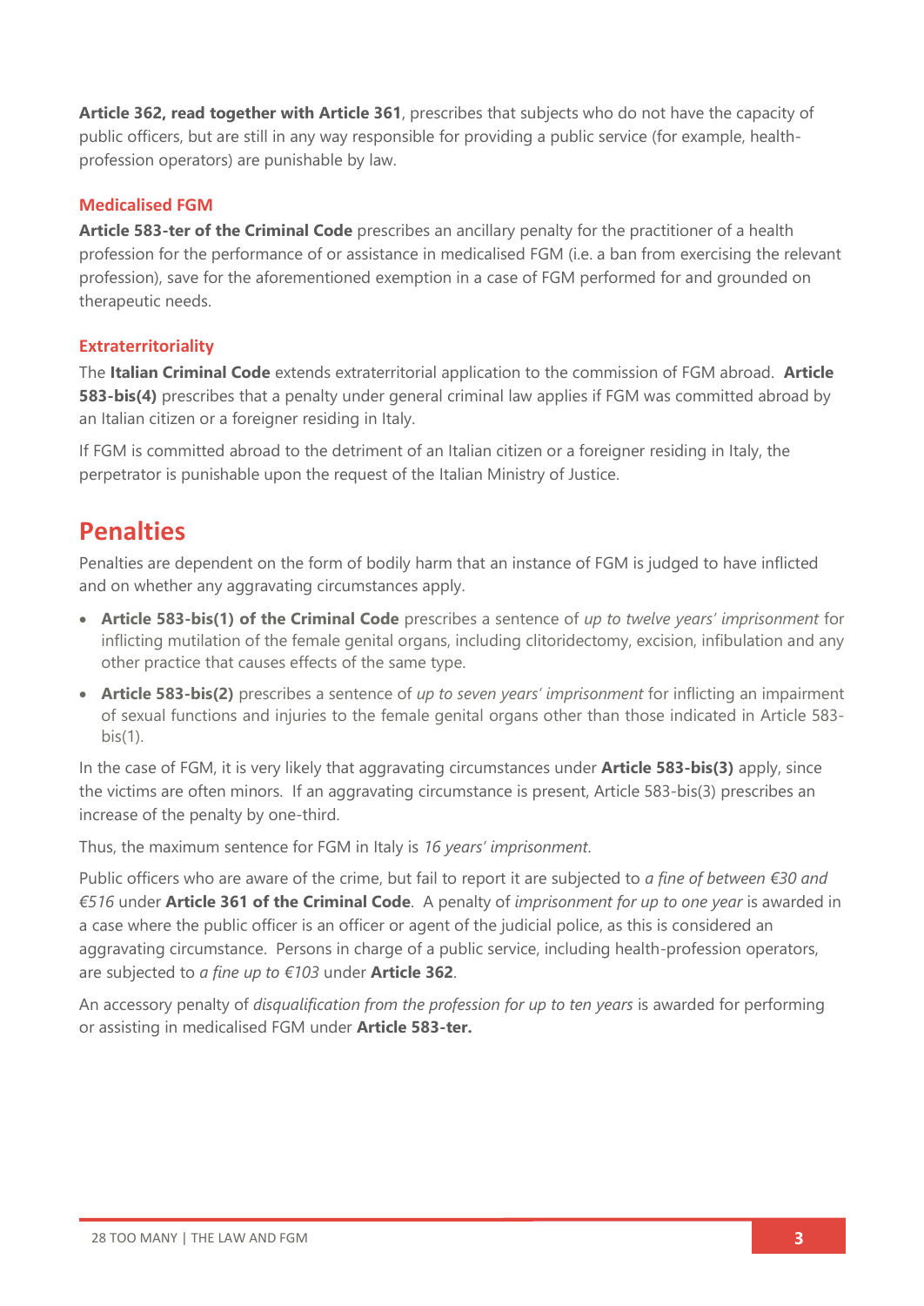**Article 362, read together with Article 361**, prescribes that subjects who do not have the capacity of public officers, but are still in any way responsible for providing a public service (for example, health-profession operators) are punishable by law.

### Medicalised FGM

**Article 583-ter of the Criminal Code** prescribes an ancillary penalty for the practitioner of a health profession for the performance of or assistance in medicalised FGM (i.e. a ban from exercising the relevant profession), save for the aforementioned exemption in a case of FGM performed for and grounded on therapeutic needs.

### Extraterritoriality

The **Italian Criminal Code** extends extraterritorial application to the commission of FGM abroad. **Article 583-bis(4)** prescribes that a penalty under general criminal law applies if FGM was committed abroad by an Italian citizen or a foreigner residing in Italy.

If FGM is committed abroad to the detriment of an Italian citizen or a foreigner residing in Italy, the perpetrator is punishable upon the request of the Italian Ministry of Justice.

## Penalties

Penalties are dependent on the form of bodily harm that an instance of FGM is judged to have inflicted and on whether any aggravating circumstances apply.

- **Article 583-bis(1) of the Criminal Code** prescribes a sentence of *up to twelve years' imprisonment* for inflicting mutilation of the female genital organs, including clitoridectomy, excision, infibulation and any other practice that causes effects of the same type.
- **Article 583-bis(2)** prescribes a sentence of *up to seven years' imprisonment* for inflicting an impairment of sexual functions and injuries to the female genital organs other than those indicated in Article 583-bis(1).

In the case of FGM, it is very likely that aggravating circumstances under **Article 583-bis(3)** apply, since the victims are often minors. If an aggravating circumstance is present, Article 583-bis(3) prescribes an increase of the penalty by one-third.

Thus, the maximum sentence for FGM in Italy is *16 years' imprisonment*.

Public officers who are aware of the crime, but fail to report it are subjected to *a fine of between €30 and €516* under **Article 361 of the Criminal Code**. A penalty of *imprisonment for up to one year* is awarded in a case where the public officer is an officer or agent of the judicial police, as this is considered an aggravating circumstance. Persons in charge of a public service, including health-profession operators, are subjected to *a fine up to €103* under **Article 362**.

An accessory penalty of *disqualification from the profession for up to ten years* is awarded for performing or assisting in medicalised FGM under **Article 583-ter.**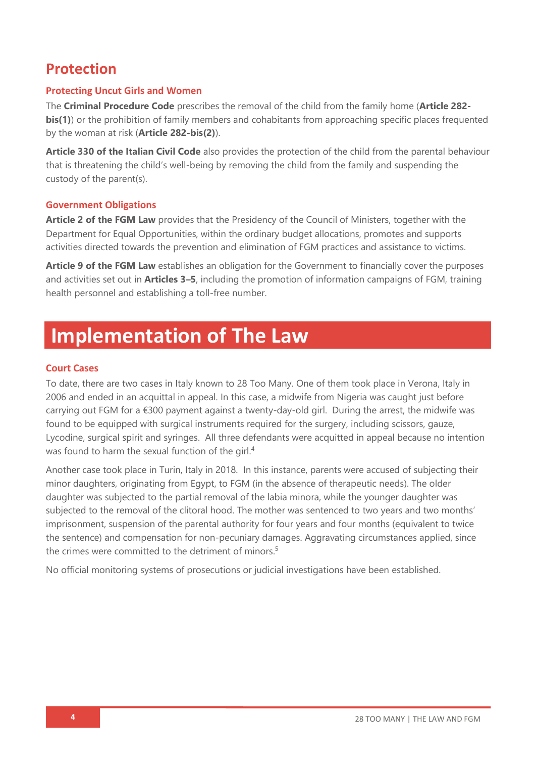## Protection

### Protecting Uncut Girls and Women

The **Criminal Procedure Code** prescribes the removal of the child from the family home (**Article 282-bis(1)**) or the prohibition of family members and cohabitants from approaching specific places frequented by the woman at risk (**Article 282-bis(2)**).

**Article 330 of the Italian Civil Code** also provides the protection of the child from the parental behaviour that is threatening the child's well-being by removing the child from the family and suspending the custody of the parent(s).

### Government Obligations

**Article 2 of the FGM Law** provides that the Presidency of the Council of Ministers, together with the Department for Equal Opportunities, within the ordinary budget allocations, promotes and supports activities directed towards the prevention and elimination of FGM practices and assistance to victims.

**Article 9 of the FGM Law** establishes an obligation for the Government to financially cover the purposes and activities set out in **Articles 3–5**, including the promotion of information campaigns of FGM, training health personnel and establishing a toll-free number.

# Implementation of The Law

### Court Cases

To date, there are two cases in Italy known to 28 Too Many. One of them took place in Verona, Italy in 2006 and ended in an acquittal in appeal. In this case, a midwife from Nigeria was caught just before carrying out FGM for a €300 payment against a twenty-day-old girl. During the arrest, the midwife was found to be equipped with surgical instruments required for the surgery, including scissors, gauze, Lycodine, surgical spirit and syringes. All three defendants were acquitted in appeal because no intention was found to harm the sexual function of the girl.[4]

Another case took place in Turin, Italy in 2018. In this instance, parents were accused of subjecting their minor daughters, originating from Egypt, to FGM (in the absence of therapeutic needs). The older daughter was subjected to the partial removal of the labia minora, while the younger daughter was subjected to the removal of the clitoral hood. The mother was sentenced to two years and two months' imprisonment, suspension of the parental authority for four years and four months (equivalent to twice the sentence) and compensation for non-pecuniary damages. Aggravating circumstances applied, since the crimes were committed to the detriment of minors.[5]

No official monitoring systems of prosecutions or judicial investigations have been established.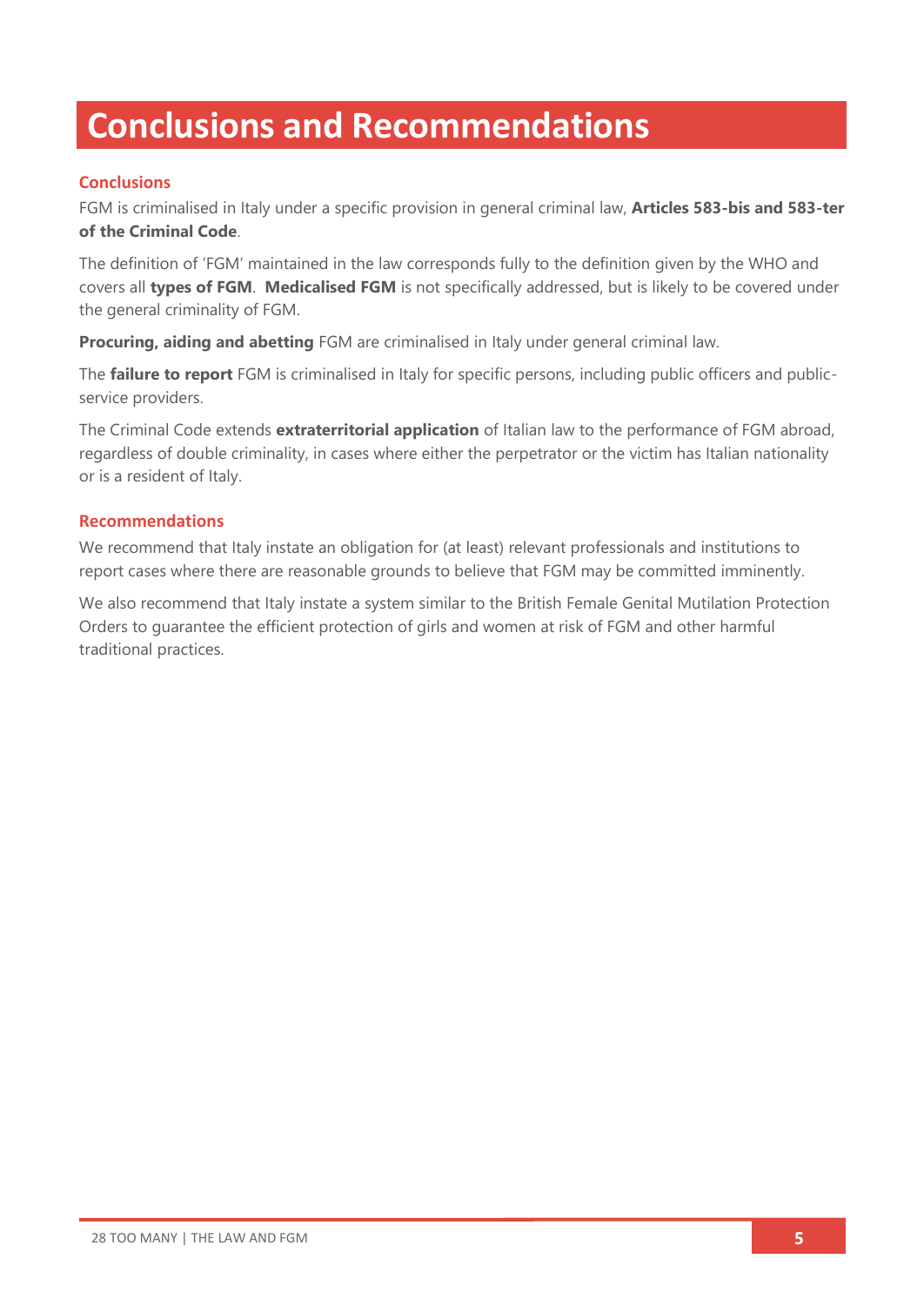# Conclusions and Recommendations

## Conclusions

FGM is criminalised in Italy under a specific provision in general criminal law, **Articles 583-bis and 583-ter of the Criminal Code**.

The definition of 'FGM' maintained in the law corresponds fully to the definition given by the WHO and covers all **types of FGM**. **Medicalised FGM** is not specifically addressed, but is likely to be covered under the general criminality of FGM.

**Procuring, aiding and abetting** FGM are criminalised in Italy under general criminal law.

The **failure to report** FGM is criminalised in Italy for specific persons, including public officers and public-service providers.

The Criminal Code extends **extraterritorial application** of Italian law to the performance of FGM abroad, regardless of double criminality, in cases where either the perpetrator or the victim has Italian nationality or is a resident of Italy.

## Recommendations

We recommend that Italy instate an obligation for (at least) relevant professionals and institutions to report cases where there are reasonable grounds to believe that FGM may be committed imminently.

We also recommend that Italy instate a system similar to the British Female Genital Mutilation Protection Orders to guarantee the efficient protection of girls and women at risk of FGM and other harmful traditional practices.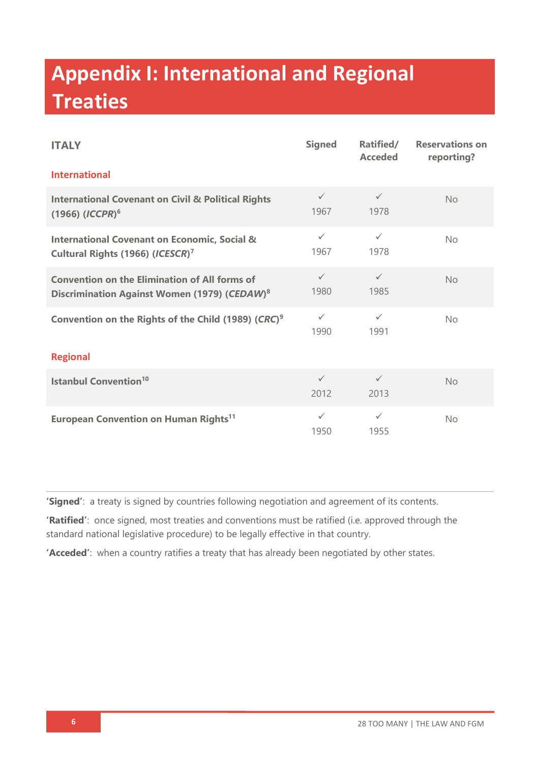# Appendix I: International and Regional Treaties

| ITALY | Signed | Ratified/ Acceded | Reservations on reporting? |
|---|---|---|---|
| **International** | | | |
| **International Covenant on Civil & Political Rights (1966) (*ICCPR*)**[6] | ✓ 1967 | ✓ 1978 | No |
| **International Covenant on Economic, Social & Cultural Rights (1966) (*ICESCR*)**[7] | ✓ 1967 | ✓ 1978 | No |
| **Convention on the Elimination of All forms of Discrimination Against Women (1979) (*CEDAW*)**[8] | ✓ 1980 | ✓ 1985 | No |
| **Convention on the Rights of the Child (1989) (*CRC*)**[9] | ✓ 1990 | ✓ 1991 | No |
| **Regional** | | | |
| **Istanbul Convention**[10] | ✓ 2012 | ✓ 2013 | No |
| **European Convention on Human Rights**[11] | ✓ 1950 | ✓ 1955 | No |

**'Signed'**: a treaty is signed by countries following negotiation and agreement of its contents.

**'Ratified'**: once signed, most treaties and conventions must be ratified (i.e. approved through the standard national legislative procedure) to be legally effective in that country.

**'Acceded'**: when a country ratifies a treaty that has already been negotiated by other states.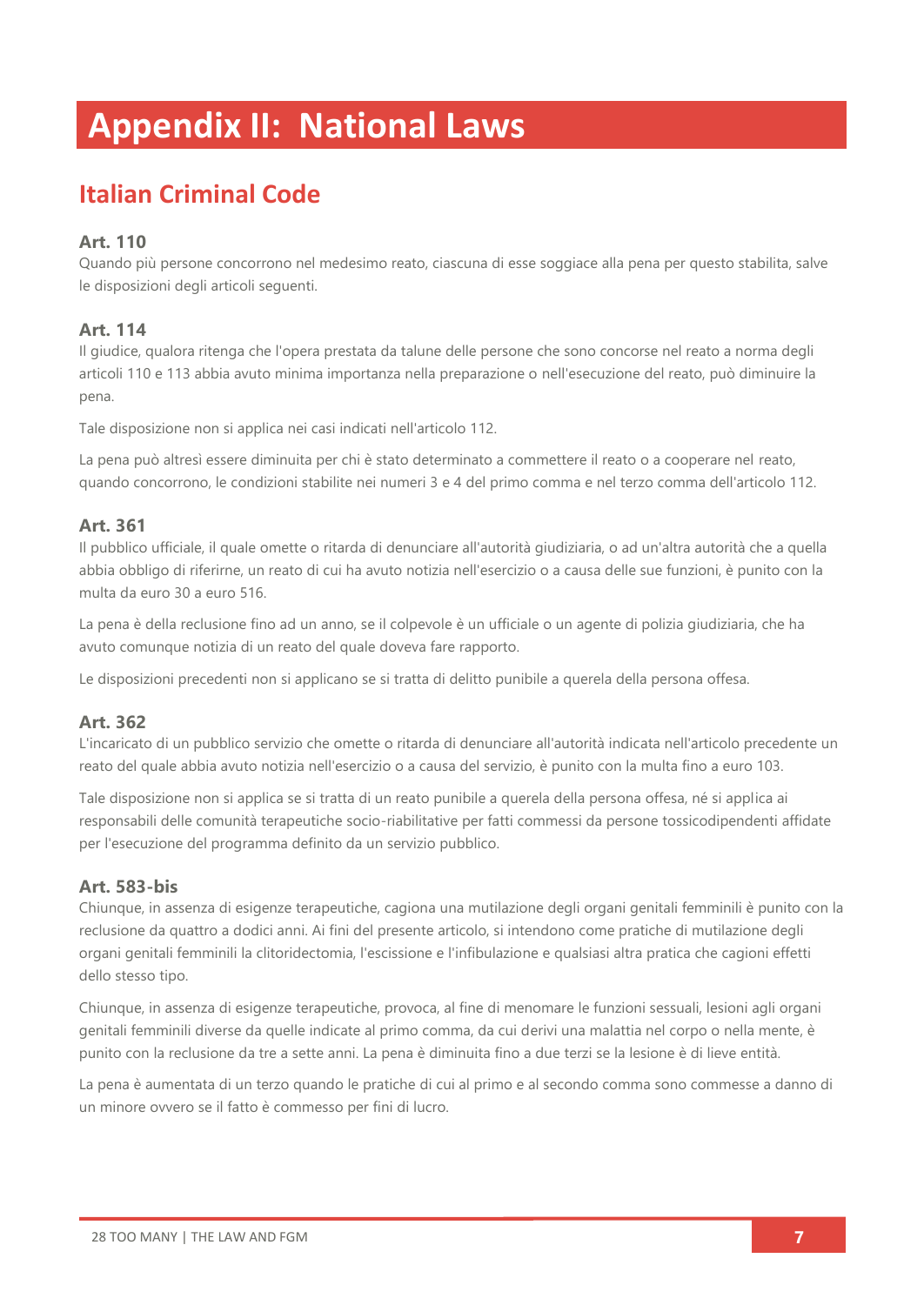# Appendix II: National Laws

## Italian Criminal Code

### Art. 110

Quando più persone concorrono nel medesimo reato, ciascuna di esse soggiace alla pena per questo stabilita, salve le disposizioni degli articoli seguenti.

### Art. 114

Il giudice, qualora ritenga che l'opera prestata da talune delle persone che sono concorse nel reato a norma degli articoli 110 e 113 abbia avuto minima importanza nella preparazione o nell'esecuzione del reato, può diminuire la pena.

Tale disposizione non si applica nei casi indicati nell'articolo 112.

La pena può altresì essere diminuita per chi è stato determinato a commettere il reato o a cooperare nel reato, quando concorrono, le condizioni stabilite nei numeri 3 e 4 del primo comma e nel terzo comma dell'articolo 112.

### Art. 361

Il pubblico ufficiale, il quale omette o ritarda di denunciare all'autorità giudiziaria, o ad un'altra autorità che a quella abbia obbligo di riferirne, un reato di cui ha avuto notizia nell'esercizio o a causa delle sue funzioni, è punito con la multa da euro 30 a euro 516.

La pena è della reclusione fino ad un anno, se il colpevole è un ufficiale o un agente di polizia giudiziaria, che ha avuto comunque notizia di un reato del quale doveva fare rapporto.

Le disposizioni precedenti non si applicano se si tratta di delitto punibile a querela della persona offesa.

### Art. 362

L'incaricato di un pubblico servizio che omette o ritarda di denunciare all'autorità indicata nell'articolo precedente un reato del quale abbia avuto notizia nell'esercizio o a causa del servizio, è punito con la multa fino a euro 103.

Tale disposizione non si applica se si tratta di un reato punibile a querela della persona offesa, né si applica ai responsabili delle comunità terapeutiche socio-riabilitative per fatti commessi da persone tossicodipendenti affidate per l'esecuzione del programma definito da un servizio pubblico.

### Art. 583-bis

Chiunque, in assenza di esigenze terapeutiche, cagiona una mutilazione degli organi genitali femminili è punito con la reclusione da quattro a dodici anni. Ai fini del presente articolo, si intendono come pratiche di mutilazione degli organi genitali femminili la clitoridectomia, l'escissione e l'infibulazione e qualsiasi altra pratica che cagioni effetti dello stesso tipo.

Chiunque, in assenza di esigenze terapeutiche, provoca, al fine di menomare le funzioni sessuali, lesioni agli organi genitali femminili diverse da quelle indicate al primo comma, da cui derivi una malattia nel corpo o nella mente, è punito con la reclusione da tre a sette anni. La pena è diminuita fino a due terzi se la lesione è di lieve entità.

La pena è aumentata di un terzo quando le pratiche di cui al primo e al secondo comma sono commesse a danno di un minore ovvero se il fatto è commesso per fini di lucro.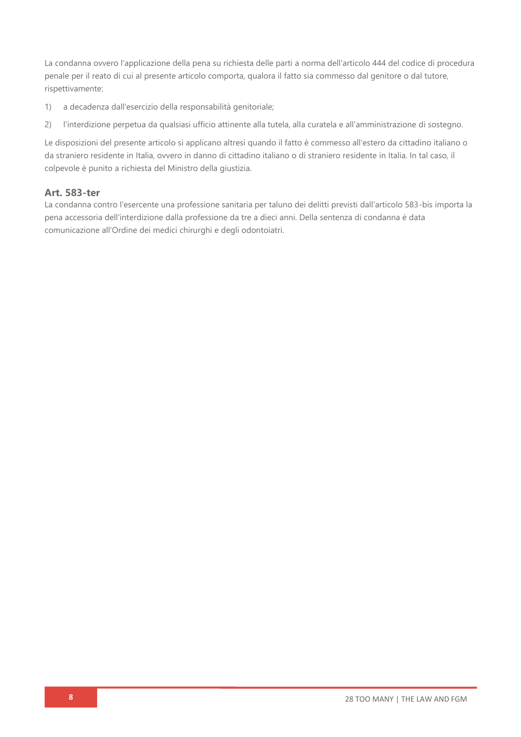La condanna ovvero l'applicazione della pena su richiesta delle parti a norma dell'articolo 444 del codice di procedura penale per il reato di cui al presente articolo comporta, qualora il fatto sia commesso dal genitore o dal tutore, rispettivamente:

1) a decadenza dall'esercizio della responsabilità genitoriale;

2) l'interdizione perpetua da qualsiasi ufficio attinente alla tutela, alla curatela e all'amministrazione di sostegno.

Le disposizioni del presente articolo si applicano altresì quando il fatto è commesso all'estero da cittadino italiano o da straniero residente in Italia, ovvero in danno di cittadino italiano o di straniero residente in Italia. In tal caso, il colpevole è punito a richiesta del Ministro della giustizia.

### Art. 583-ter

La condanna contro l'esercente una professione sanitaria per taluno dei delitti previsti dall'articolo 583-bis importa la pena accessoria dell'interdizione dalla professione da tre a dieci anni. Della sentenza di condanna è data comunicazione all'Ordine dei medici chirurghi e degli odontoiatri.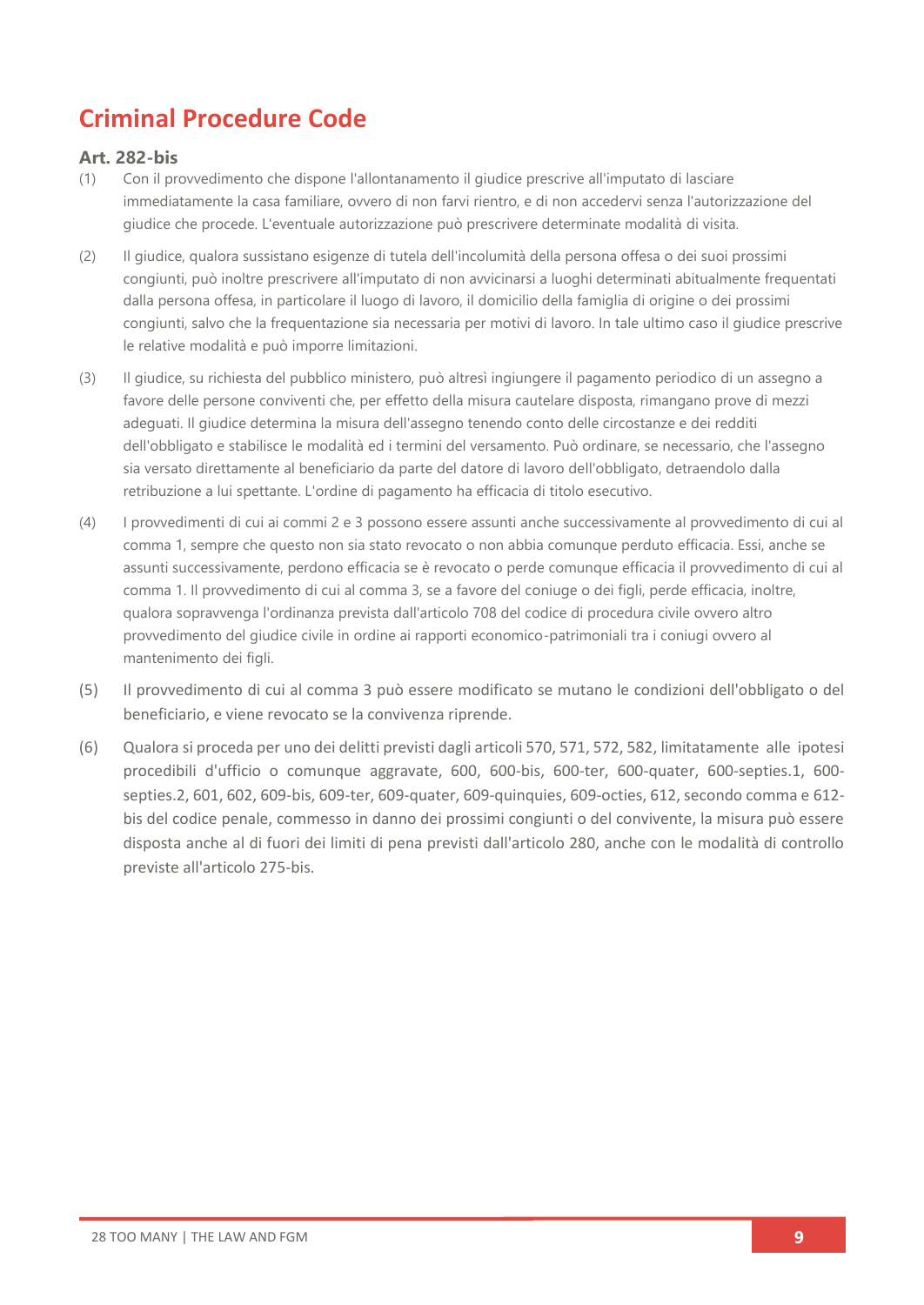# Criminal Procedure Code

### Art. 282-bis

(1) Con il provvedimento che dispone l'allontanamento il giudice prescrive all'imputato di lasciare immediatamente la casa familiare, ovvero di non farvi rientro, e di non accedervi senza l'autorizzazione del giudice che procede. L'eventuale autorizzazione può prescrivere determinate modalità di visita.

(2) Il giudice, qualora sussistano esigenze di tutela dell'incolumità della persona offesa o dei suoi prossimi congiunti, può inoltre prescrivere all'imputato di non avvicinarsi a luoghi determinati abitualmente frequentati dalla persona offesa, in particolare il luogo di lavoro, il domicilio della famiglia di origine o dei prossimi congiunti, salvo che la frequentazione sia necessaria per motivi di lavoro. In tale ultimo caso il giudice prescrive le relative modalità e può imporre limitazioni.

(3) Il giudice, su richiesta del pubblico ministero, può altresì ingiungere il pagamento periodico di un assegno a favore delle persone conviventi che, per effetto della misura cautelare disposta, rimangano prove di mezzi adeguati. Il giudice determina la misura dell'assegno tenendo conto delle circostanze e dei redditi dell'obbligato e stabilisce le modalità ed i termini del versamento. Può ordinare, se necessario, che l'assegno sia versato direttamente al beneficiario da parte del datore di lavoro dell'obbligato, detraendolo dalla retribuzione a lui spettante. L'ordine di pagamento ha efficacia di titolo esecutivo.

(4) I provvedimenti di cui ai commi 2 e 3 possono essere assunti anche successivamente al provvedimento di cui al comma 1, sempre che questo non sia stato revocato o non abbia comunque perduto efficacia. Essi, anche se assunti successivamente, perdono efficacia se è revocato o perde comunque efficacia il provvedimento di cui al comma 1. Il provvedimento di cui al comma 3, se a favore del coniuge o dei figli, perde efficacia, inoltre, qualora sopravvenga l'ordinanza prevista dall'articolo 708 del codice di procedura civile ovvero altro provvedimento del giudice civile in ordine ai rapporti economico-patrimoniali tra i coniugi ovvero al mantenimento dei figli.

(5) Il provvedimento di cui al comma 3 può essere modificato se mutano le condizioni dell'obbligato o del beneficiario, e viene revocato se la convivenza riprende.

(6) Qualora si proceda per uno dei delitti previsti dagli articoli 570, 571, 572, 582, limitatamente alle ipotesi procedibili d'ufficio o comunque aggravate, 600, 600-bis, 600-ter, 600-quater, 600-septies.1, 600-septies.2, 601, 602, 609-bis, 609-ter, 609-quater, 609-quinquies, 609-octies, 612, secondo comma e 612-bis del codice penale, commesso in danno dei prossimi congiunti o del convivente, la misura può essere disposta anche al di fuori dei limiti di pena previsti dall'articolo 280, anche con le modalità di controllo previste all'articolo 275-bis.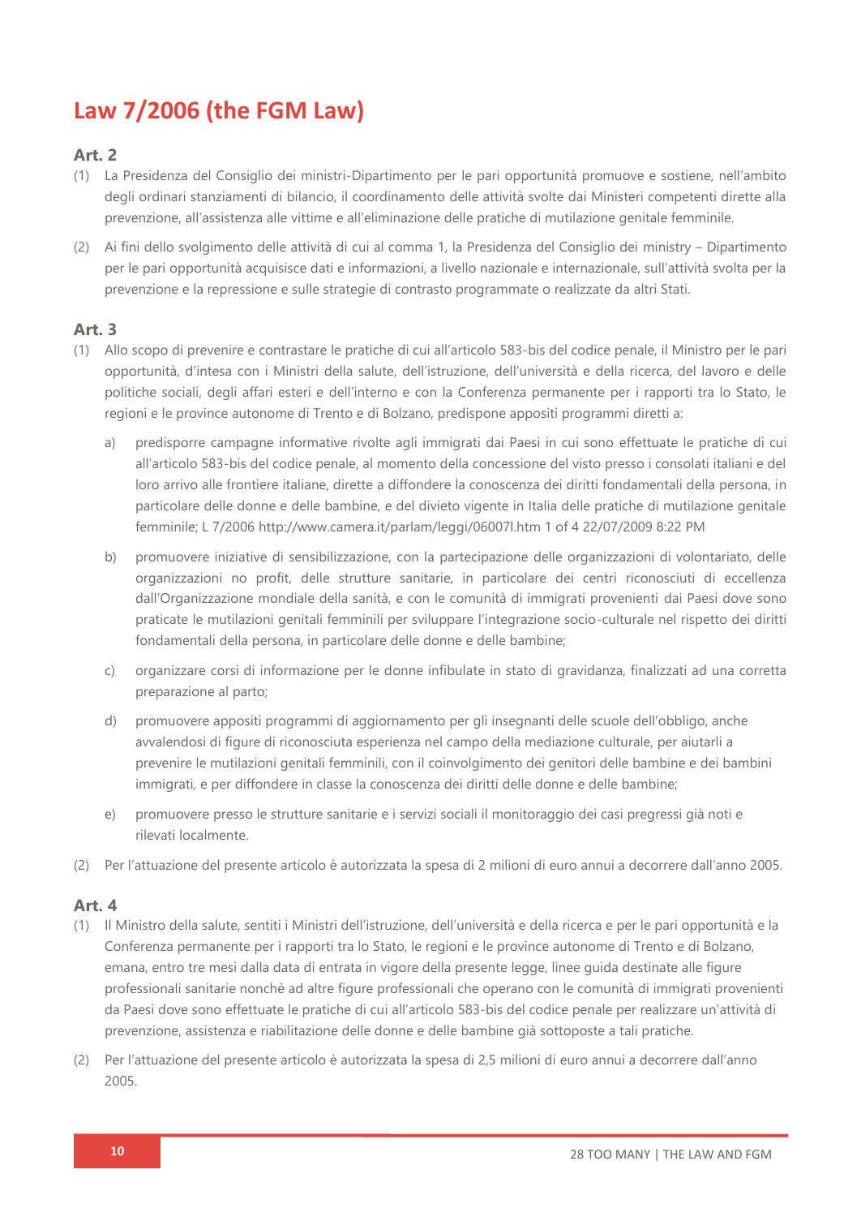# Law 7/2006 (the FGM Law)

### Art. 2

(1) La Presidenza del Consiglio dei ministri-Dipartimento per le pari opportunità promuove e sostiene, nell'ambito degli ordinari stanziamenti di bilancio, il coordinamento delle attività svolte dai Ministeri competenti dirette alla prevenzione, all'assistenza alle vittime e all'eliminazione delle pratiche di mutilazione genitale femminile.

(2) Ai fini dello svolgimento delle attività di cui al comma 1, la Presidenza del Consiglio dei ministry – Dipartimento per le pari opportunità acquisisce dati e informazioni, a livello nazionale e internazionale, sull'attività svolta per la prevenzione e la repressione e sulle strategie di contrasto programmate o realizzate da altri Stati.

### Art. 3

(1) Allo scopo di prevenire e contrastare le pratiche di cui all'articolo 583-bis del codice penale, il Ministro per le pari opportunità, d'intesa con i Ministri della salute, dell'istruzione, dell'università e della ricerca, del lavoro e delle politiche sociali, degli affari esteri e dell'interno e con la Conferenza permanente per i rapporti tra lo Stato, le regioni e le province autonome di Trento e di Bolzano, predispone appositi programmi diretti a:

   a) predisporre campagne informative rivolte agli immigrati dai Paesi in cui sono effettuate le pratiche di cui all'articolo 583-bis del codice penale, al momento della concessione del visto presso i consolati italiani e del loro arrivo alle frontiere italiane, dirette a diffondere la conoscenza dei diritti fondamentali della persona, in particolare delle donne e delle bambine, e del divieto vigente in Italia delle pratiche di mutilazione genitale femminile; L 7/2006 http://www.camera.it/parlam/leggi/06007l.htm 1 of 4 22/07/2009 8:22 PM

   b) promuovere iniziative di sensibilizzazione, con la partecipazione delle organizzazioni di volontariato, delle organizzazioni no profit, delle strutture sanitarie, in particolare dei centri riconosciuti di eccellenza dall'Organizzazione mondiale della sanità, e con le comunità di immigrati provenienti dai Paesi dove sono praticate le mutilazioni genitali femminili per sviluppare l'integrazione socio-culturale nel rispetto dei diritti fondamentali della persona, in particolare delle donne e delle bambine;

   c) organizzare corsi di informazione per le donne infibulate in stato di gravidanza, finalizzati ad una corretta preparazione al parto;

   d) promuovere appositi programmi di aggiornamento per gli insegnanti delle scuole dell'obbligo, anche avvalendosi di figure di riconosciuta esperienza nel campo della mediazione culturale, per aiutarli a prevenire le mutilazioni genitali femminili, con il coinvolgimento dei genitori delle bambine e dei bambini immigrati, e per diffondere in classe la conoscenza dei diritti delle donne e delle bambine;

   e) promuovere presso le strutture sanitarie e i servizi sociali il monitoraggio dei casi pregressi già noti e rilevati localmente.

(2) Per l'attuazione del presente articolo è autorizzata la spesa di 2 milioni di euro annui a decorrere dall'anno 2005.

### Art. 4

(1) Il Ministro della salute, sentiti i Ministri dell'istruzione, dell'università e della ricerca e per le pari opportunità e la Conferenza permanente per i rapporti tra lo Stato, le regioni e le province autonome di Trento e di Bolzano, emana, entro tre mesi dalla data di entrata in vigore della presente legge, linee guida destinate alle figure professionali sanitarie nonchè ad altre figure professionali che operano con le comunità di immigrati provenienti da Paesi dove sono effettuate le pratiche di cui all'articolo 583-bis del codice penale per realizzare un'attività di prevenzione, assistenza e riabilitazione delle donne e delle bambine già sottoposte a tali pratiche.

(2) Per l'attuazione del presente articolo è autorizzata la spesa di 2,5 milioni di euro annui a decorrere dall'anno 2005.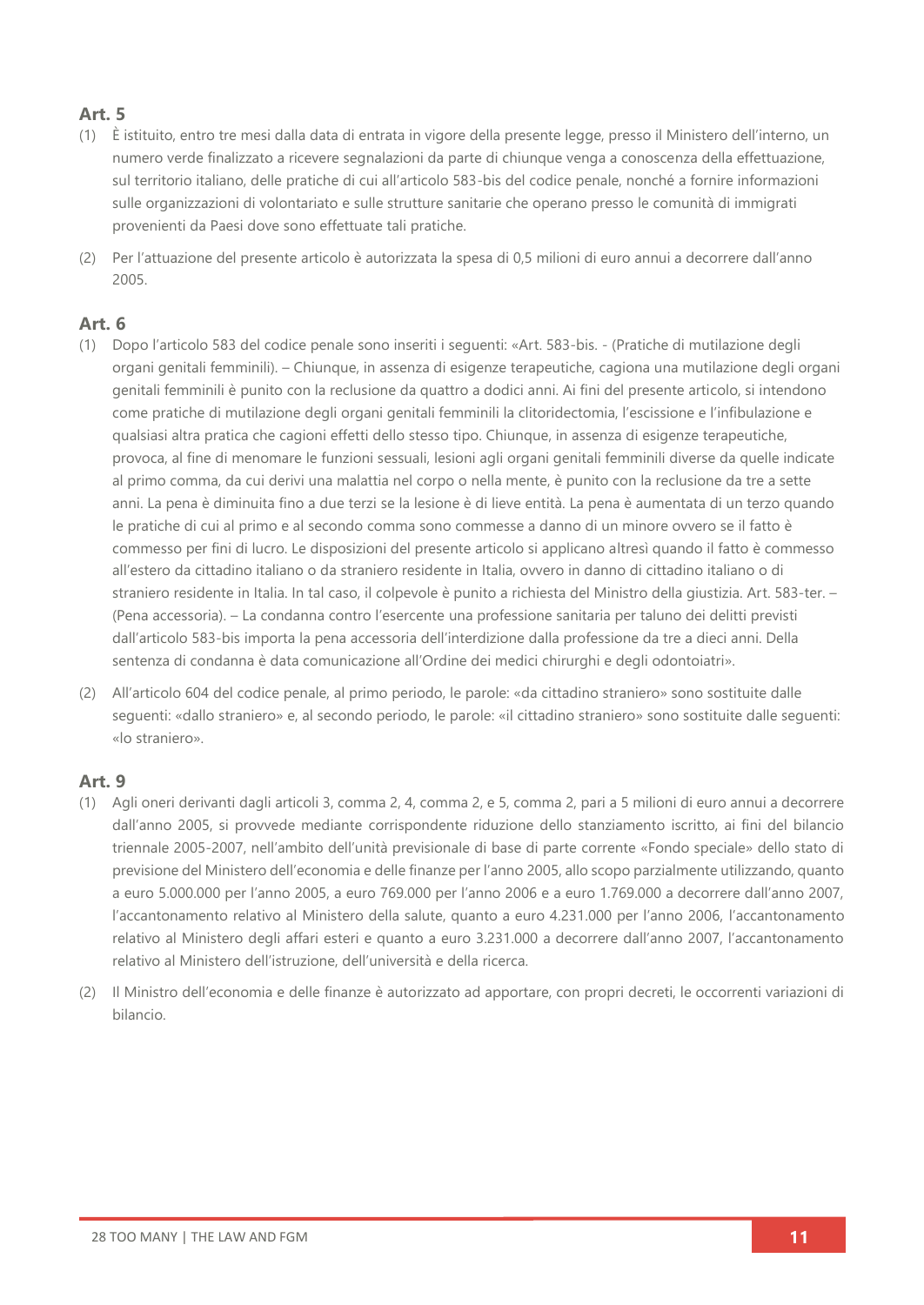### Art. 5

(1) È istituito, entro tre mesi dalla data di entrata in vigore della presente legge, presso il Ministero dell'interno, un numero verde finalizzato a ricevere segnalazioni da parte di chiunque venga a conoscenza della effettuazione, sul territorio italiano, delle pratiche di cui all'articolo 583-bis del codice penale, nonché a fornire informazioni sulle organizzazioni di volontariato e sulle strutture sanitarie che operano presso le comunità di immigrati provenienti da Paesi dove sono effettuate tali pratiche.

(2) Per l'attuazione del presente articolo è autorizzata la spesa di 0,5 milioni di euro annui a decorrere dall'anno 2005.

### Art. 6

(1) Dopo l'articolo 583 del codice penale sono inseriti i seguenti: «Art. 583-bis. - (Pratiche di mutilazione degli organi genitali femminili). – Chiunque, in assenza di esigenze terapeutiche, cagiona una mutilazione degli organi genitali femminili è punito con la reclusione da quattro a dodici anni. Ai fini del presente articolo, si intendono come pratiche di mutilazione degli organi genitali femminili la clitoridectomia, l'escissione e l'infibulazione e qualsiasi altra pratica che cagioni effetti dello stesso tipo. Chiunque, in assenza di esigenze terapeutiche, provoca, al fine di menomare le funzioni sessuali, lesioni agli organi genitali femminili diverse da quelle indicate al primo comma, da cui derivi una malattia nel corpo o nella mente, è punito con la reclusione da tre a sette anni. La pena è diminuita fino a due terzi se la lesione è di lieve entità. La pena è aumentata di un terzo quando le pratiche di cui al primo e al secondo comma sono commesse a danno di un minore ovvero se il fatto è commesso per fini di lucro. Le disposizioni del presente articolo si applicano altresì quando il fatto è commesso all'estero da cittadino italiano o da straniero residente in Italia, ovvero in danno di cittadino italiano o di straniero residente in Italia. In tal caso, il colpevole è punito a richiesta del Ministro della giustizia. Art. 583-ter. – (Pena accessoria). – La condanna contro l'esercente una professione sanitaria per taluno dei delitti previsti dall'articolo 583-bis importa la pena accessoria dell'interdizione dalla professione da tre a dieci anni. Della sentenza di condanna è data comunicazione all'Ordine dei medici chirurghi e degli odontoiatri».

(2) All'articolo 604 del codice penale, al primo periodo, le parole: «da cittadino straniero» sono sostituite dalle seguenti: «dallo straniero» e, al secondo periodo, le parole: «il cittadino straniero» sono sostituite dalle seguenti: «lo straniero».

### Art. 9

(1) Agli oneri derivanti dagli articoli 3, comma 2, 4, comma 2, e 5, comma 2, pari a 5 milioni di euro annui a decorrere dall'anno 2005, si provvede mediante corrispondente riduzione dello stanziamento iscritto, ai fini del bilancio triennale 2005-2007, nell'ambito dell'unità previsionale di base di parte corrente «Fondo speciale» dello stato di previsione del Ministero dell'economia e delle finanze per l'anno 2005, allo scopo parzialmente utilizzando, quanto a euro 5.000.000 per l'anno 2005, a euro 769.000 per l'anno 2006 e a euro 1.769.000 a decorrere dall'anno 2007, l'accantonamento relativo al Ministero della salute, quanto a euro 4.231.000 per l'anno 2006, l'accantonamento relativo al Ministero degli affari esteri e quanto a euro 3.231.000 a decorrere dall'anno 2007, l'accantonamento relativo al Ministero dell'istruzione, dell'università e della ricerca.

(2) Il Ministro dell'economia e delle finanze è autorizzato ad apportare, con propri decreti, le occorrenti variazioni di bilancio.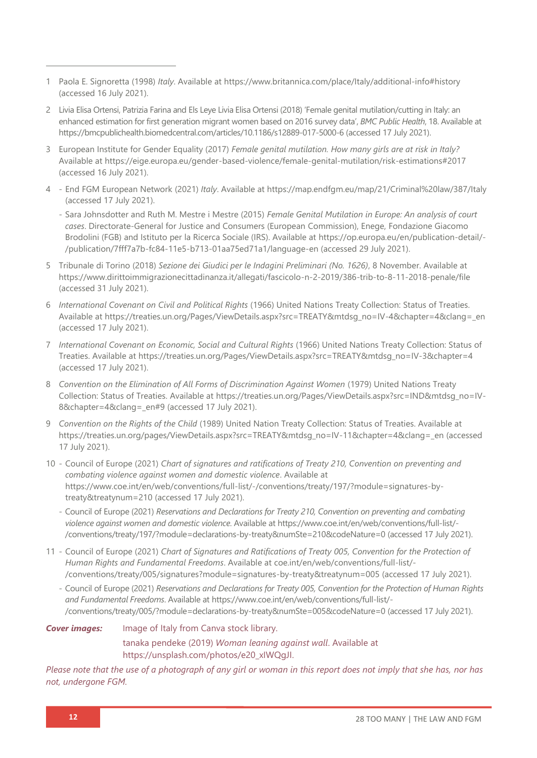1 Paola E. Signoretta (1998) *Italy*. Available at https://www.britannica.com/place/Italy/additional-info#history (accessed 16 July 2021).

2 Livia Elisa Ortensi, Patrizia Farina and Els Leye Livia Elisa Ortensi (2018) 'Female genital mutilation/cutting in Italy: an enhanced estimation for first generation migrant women based on 2016 survey data', *BMC Public Health*, 18. Available at https://bmcpublichealth.biomedcentral.com/articles/10.1186/s12889-017-5000-6 (accessed 17 July 2021).

3 European Institute for Gender Equality (2017) *Female genital mutilation. How many girls are at risk in Italy?* Available at https://eige.europa.eu/gender-based-violence/female-genital-mutilation/risk-estimations#2017 (accessed 16 July 2021).

4 - End FGM European Network (2021) *Italy*. Available at https://map.endfgm.eu/map/21/Criminal%20law/387/Italy (accessed 17 July 2021).
  - Sara Johnsdotter and Ruth M. Mestre i Mestre (2015) *Female Genital Mutilation in Europe: An analysis of court cases*. Directorate-General for Justice and Consumers (European Commission), Enege, Fondazione Giacomo Brodolini (FGB) and Istituto per la Ricerca Sociale (IRS). Available at https://op.europa.eu/en/publication-detail/-/publication/7fff7a7b-fc84-11e5-b713-01aa75ed71a1/language-en (accessed 29 July 2021).

5 Tribunale di Torino (2018) *Sezione dei Giudici per le Indagini Preliminari (No. 1626)*, 8 November. Available at https://www.dirittoimmigrazionecittadinanza.it/allegati/fascicolo-n-2-2019/386-trib-to-8-11-2018-penale/file (accessed 31 July 2021).

6 *International Covenant on Civil and Political Rights* (1966) United Nations Treaty Collection: Status of Treaties. Available at https://treaties.un.org/Pages/ViewDetails.aspx?src=TREATY&mtdsg_no=IV-4&chapter=4&clang=_en (accessed 17 July 2021).

7 *International Covenant on Economic, Social and Cultural Rights* (1966) United Nations Treaty Collection: Status of Treaties. Available at https://treaties.un.org/Pages/ViewDetails.aspx?src=TREATY&mtdsg_no=IV-3&chapter=4 (accessed 17 July 2021).

8 *Convention on the Elimination of All Forms of Discrimination Against Women* (1979) United Nations Treaty Collection: Status of Treaties. Available at https://treaties.un.org/Pages/ViewDetails.aspx?src=IND&mtdsg_no=IV-8&chapter=4&clang=_en#9 (accessed 17 July 2021).

9 *Convention on the Rights of the Child* (1989) United Nation Treaty Collection: Status of Treaties. Available at https://treaties.un.org/pages/ViewDetails.aspx?src=TREATY&mtdsg_no=IV-11&chapter=4&clang=_en (accessed 17 July 2021).

10 - Council of Europe (2021) *Chart of signatures and ratifications of Treaty 210, Convention on preventing and combating violence against women and domestic violence*. Available at https://www.coe.int/en/web/conventions/full-list/-/conventions/treaty/197/?module=signatures-by-treaty&treatynum=210 (accessed 17 July 2021).
   - Council of Europe (2021) *Reservations and Declarations for Treaty 210, Convention on preventing and combating violence against women and domestic violence.* Available at https://www.coe.int/en/web/conventions/full-list/-/conventions/treaty/197/?module=declarations-by-treaty&numSte=210&codeNature=0 (accessed 17 July 2021).

11 - Council of Europe (2021) *Chart of Signatures and Ratifications of Treaty 005, Convention for the Protection of Human Rights and Fundamental Freedoms*. Available at coe.int/en/web/conventions/full-list/-/conventions/treaty/005/signatures?module=signatures-by-treaty&treatynum=005 (accessed 17 July 2021).
   - Council of Europe (2021) *Reservations and Declarations for Treaty 005, Convention for the Protection of Human Rights and Fundamental Freedoms*. Available at https://www.coe.int/en/web/conventions/full-list/-/conventions/treaty/005/?module=declarations-by-treaty&numSte=005&codeNature=0 (accessed 17 July 2021).

***Cover images:*** Image of Italy from Canva stock library.
tanaka pendeke (2019) *Woman leaning against wall*. Available at https://unsplash.com/photos/e20_xIWQgJI.

*Please note that the use of a photograph of any girl or woman in this report does not imply that she has, nor has not, undergone FGM.*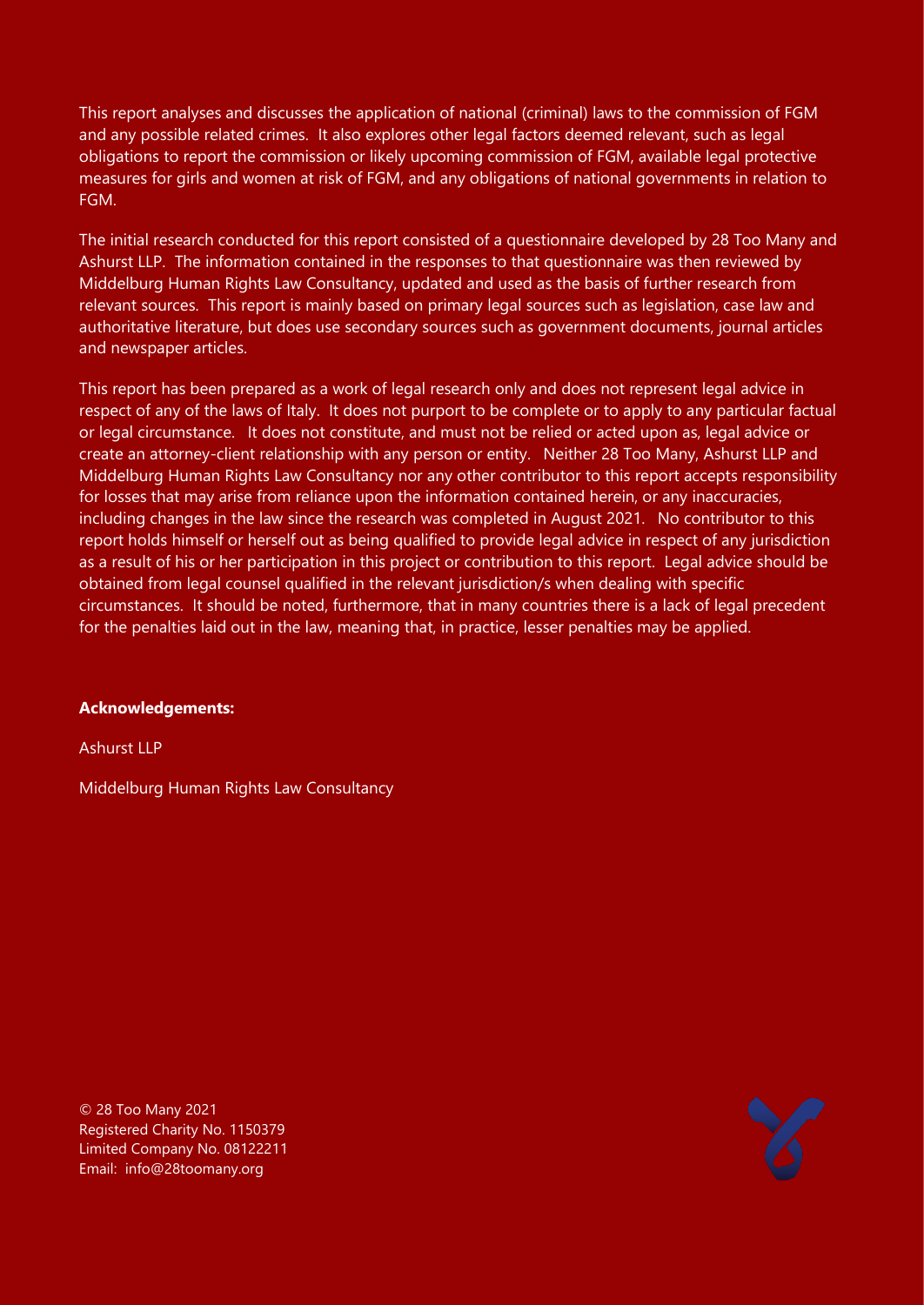This report analyses and discusses the application of national (criminal) laws to the commission of FGM and any possible related crimes. It also explores other legal factors deemed relevant, such as legal obligations to report the commission or likely upcoming commission of FGM, available legal protective measures for girls and women at risk of FGM, and any obligations of national governments in relation to FGM.

The initial research conducted for this report consisted of a questionnaire developed by 28 Too Many and Ashurst LLP. The information contained in the responses to that questionnaire was then reviewed by Middelburg Human Rights Law Consultancy, updated and used as the basis of further research from relevant sources. This report is mainly based on primary legal sources such as legislation, case law and authoritative literature, but does use secondary sources such as government documents, journal articles and newspaper articles.

This report has been prepared as a work of legal research only and does not represent legal advice in respect of any of the laws of Italy. It does not purport to be complete or to apply to any particular factual or legal circumstance. It does not constitute, and must not be relied or acted upon as, legal advice or create an attorney-client relationship with any person or entity. Neither 28 Too Many, Ashurst LLP and Middelburg Human Rights Law Consultancy nor any other contributor to this report accepts responsibility for losses that may arise from reliance upon the information contained herein, or any inaccuracies, including changes in the law since the research was completed in August 2021. No contributor to this report holds himself or herself out as being qualified to provide legal advice in respect of any jurisdiction as a result of his or her participation in this project or contribution to this report. Legal advice should be obtained from legal counsel qualified in the relevant jurisdiction/s when dealing with specific circumstances. It should be noted, furthermore, that in many countries there is a lack of legal precedent for the penalties laid out in the law, meaning that, in practice, lesser penalties may be applied.

**Acknowledgements:**

Ashurst LLP

Middelburg Human Rights Law Consultancy

© 28 Too Many 2021
Registered Charity No. 1150379
Limited Company No. 08122211
Email: info@28toomany.org